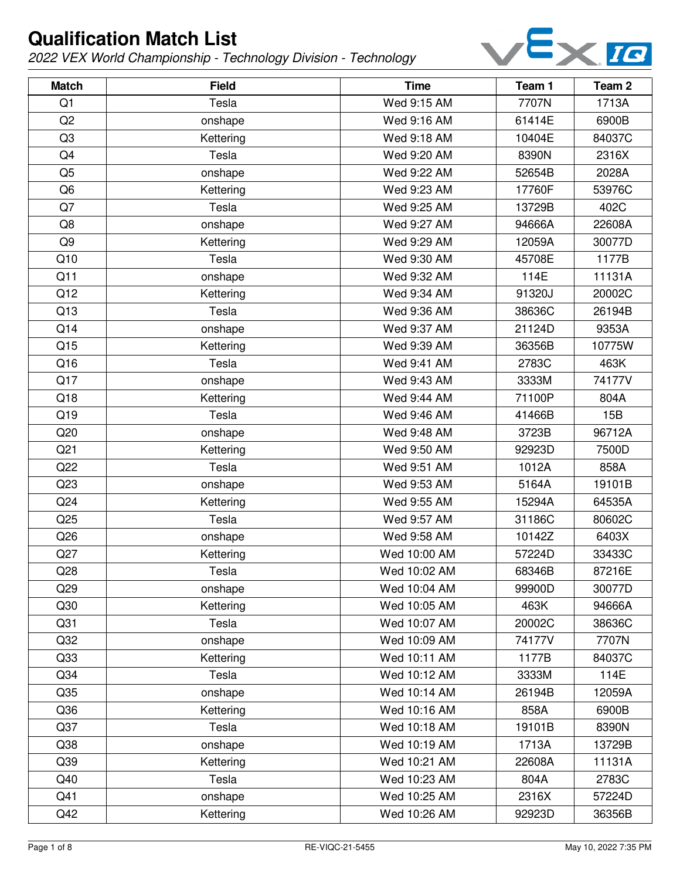# Qualification Match List

*2022 VEX World Championship - Technology Division - Technology*

| Match | Field | Time | Team 1 | Team 2 |
|---|---|---|---|---|
| Q1 | Tesla | Wed 9:15 AM | 7707N | 1713A |
| Q2 | onshape | Wed 9:16 AM | 61414E | 6900B |
| Q3 | Kettering | Wed 9:18 AM | 10404E | 84037C |
| Q4 | Tesla | Wed 9:20 AM | 8390N | 2316X |
| Q5 | onshape | Wed 9:22 AM | 52654B | 2028A |
| Q6 | Kettering | Wed 9:23 AM | 17760F | 53976C |
| Q7 | Tesla | Wed 9:25 AM | 13729B | 402C |
| Q8 | onshape | Wed 9:27 AM | 94666A | 22608A |
| Q9 | Kettering | Wed 9:29 AM | 12059A | 30077D |
| Q10 | Tesla | Wed 9:30 AM | 45708E | 1177B |
| Q11 | onshape | Wed 9:32 AM | 114E | 11131A |
| Q12 | Kettering | Wed 9:34 AM | 91320J | 20002C |
| Q13 | Tesla | Wed 9:36 AM | 38636C | 26194B |
| Q14 | onshape | Wed 9:37 AM | 21124D | 9353A |
| Q15 | Kettering | Wed 9:39 AM | 36356B | 10775W |
| Q16 | Tesla | Wed 9:41 AM | 2783C | 463K |
| Q17 | onshape | Wed 9:43 AM | 3333M | 74177V |
| Q18 | Kettering | Wed 9:44 AM | 71100P | 804A |
| Q19 | Tesla | Wed 9:46 AM | 41466B | 15B |
| Q20 | onshape | Wed 9:48 AM | 3723B | 96712A |
| Q21 | Kettering | Wed 9:50 AM | 92923D | 7500D |
| Q22 | Tesla | Wed 9:51 AM | 1012A | 858A |
| Q23 | onshape | Wed 9:53 AM | 5164A | 19101B |
| Q24 | Kettering | Wed 9:55 AM | 15294A | 64535A |
| Q25 | Tesla | Wed 9:57 AM | 31186C | 80602C |
| Q26 | onshape | Wed 9:58 AM | 10142Z | 6403X |
| Q27 | Kettering | Wed 10:00 AM | 57224D | 33433C |
| Q28 | Tesla | Wed 10:02 AM | 68346B | 87216E |
| Q29 | onshape | Wed 10:04 AM | 99900D | 30077D |
| Q30 | Kettering | Wed 10:05 AM | 463K | 94666A |
| Q31 | Tesla | Wed 10:07 AM | 20002C | 38636C |
| Q32 | onshape | Wed 10:09 AM | 74177V | 7707N |
| Q33 | Kettering | Wed 10:11 AM | 1177B | 84037C |
| Q34 | Tesla | Wed 10:12 AM | 3333M | 114E |
| Q35 | onshape | Wed 10:14 AM | 26194B | 12059A |
| Q36 | Kettering | Wed 10:16 AM | 858A | 6900B |
| Q37 | Tesla | Wed 10:18 AM | 19101B | 8390N |
| Q38 | onshape | Wed 10:19 AM | 1713A | 13729B |
| Q39 | Kettering | Wed 10:21 AM | 22608A | 11131A |
| Q40 | Tesla | Wed 10:23 AM | 804A | 2783C |
| Q41 | onshape | Wed 10:25 AM | 2316X | 57224D |
| Q42 | Kettering | Wed 10:26 AM | 92923D | 36356B |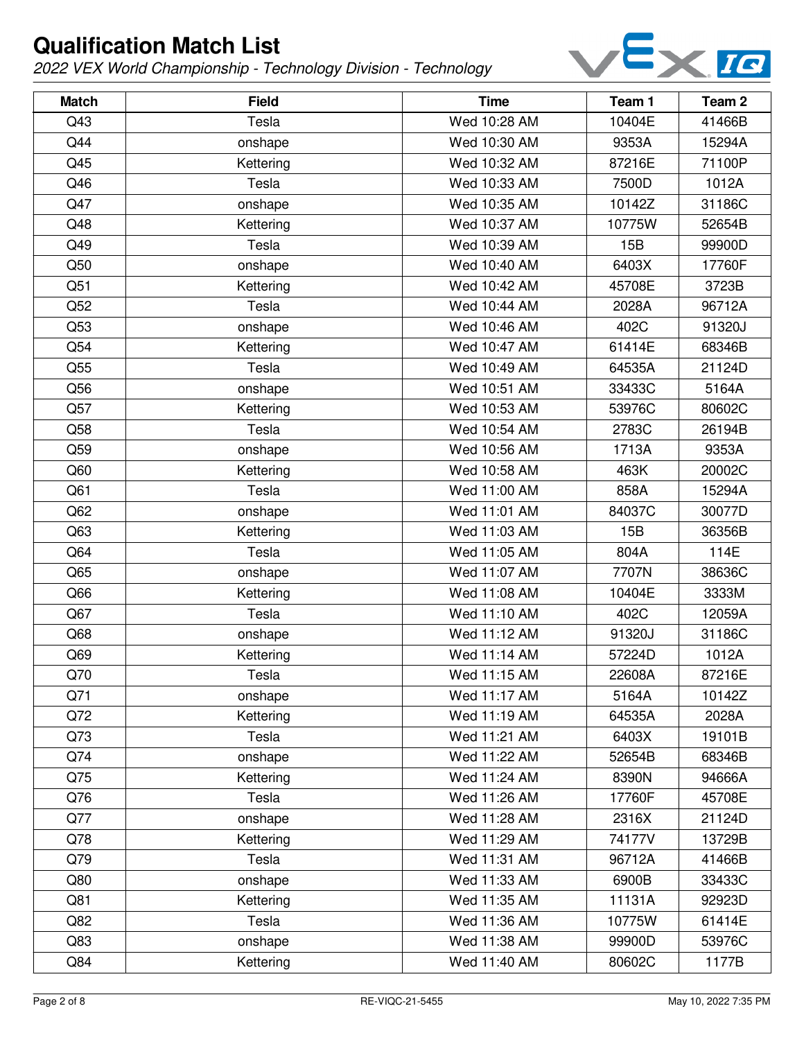# Qualification Match List

*2022 VEX World Championship - Technology Division - Technology*

| Match | Field | Time | Team 1 | Team 2 |
|---|---|---|---|---|
| Q43 | Tesla | Wed 10:28 AM | 10404E | 41466B |
| Q44 | onshape | Wed 10:30 AM | 9353A | 15294A |
| Q45 | Kettering | Wed 10:32 AM | 87216E | 71100P |
| Q46 | Tesla | Wed 10:33 AM | 7500D | 1012A |
| Q47 | onshape | Wed 10:35 AM | 10142Z | 31186C |
| Q48 | Kettering | Wed 10:37 AM | 10775W | 52654B |
| Q49 | Tesla | Wed 10:39 AM | 15B | 99900D |
| Q50 | onshape | Wed 10:40 AM | 6403X | 17760F |
| Q51 | Kettering | Wed 10:42 AM | 45708E | 3723B |
| Q52 | Tesla | Wed 10:44 AM | 2028A | 96712A |
| Q53 | onshape | Wed 10:46 AM | 402C | 91320J |
| Q54 | Kettering | Wed 10:47 AM | 61414E | 68346B |
| Q55 | Tesla | Wed 10:49 AM | 64535A | 21124D |
| Q56 | onshape | Wed 10:51 AM | 33433C | 5164A |
| Q57 | Kettering | Wed 10:53 AM | 53976C | 80602C |
| Q58 | Tesla | Wed 10:54 AM | 2783C | 26194B |
| Q59 | onshape | Wed 10:56 AM | 1713A | 9353A |
| Q60 | Kettering | Wed 10:58 AM | 463K | 20002C |
| Q61 | Tesla | Wed 11:00 AM | 858A | 15294A |
| Q62 | onshape | Wed 11:01 AM | 84037C | 30077D |
| Q63 | Kettering | Wed 11:03 AM | 15B | 36356B |
| Q64 | Tesla | Wed 11:05 AM | 804A | 114E |
| Q65 | onshape | Wed 11:07 AM | 7707N | 38636C |
| Q66 | Kettering | Wed 11:08 AM | 10404E | 3333M |
| Q67 | Tesla | Wed 11:10 AM | 402C | 12059A |
| Q68 | onshape | Wed 11:12 AM | 91320J | 31186C |
| Q69 | Kettering | Wed 11:14 AM | 57224D | 1012A |
| Q70 | Tesla | Wed 11:15 AM | 22608A | 87216E |
| Q71 | onshape | Wed 11:17 AM | 5164A | 10142Z |
| Q72 | Kettering | Wed 11:19 AM | 64535A | 2028A |
| Q73 | Tesla | Wed 11:21 AM | 6403X | 19101B |
| Q74 | onshape | Wed 11:22 AM | 52654B | 68346B |
| Q75 | Kettering | Wed 11:24 AM | 8390N | 94666A |
| Q76 | Tesla | Wed 11:26 AM | 17760F | 45708E |
| Q77 | onshape | Wed 11:28 AM | 2316X | 21124D |
| Q78 | Kettering | Wed 11:29 AM | 74177V | 13729B |
| Q79 | Tesla | Wed 11:31 AM | 96712A | 41466B |
| Q80 | onshape | Wed 11:33 AM | 6900B | 33433C |
| Q81 | Kettering | Wed 11:35 AM | 11131A | 92923D |
| Q82 | Tesla | Wed 11:36 AM | 10775W | 61414E |
| Q83 | onshape | Wed 11:38 AM | 99900D | 53976C |
| Q84 | Kettering | Wed 11:40 AM | 80602C | 1177B |

RE-VIQC-21-5455 May 10, 2022 7:35 PM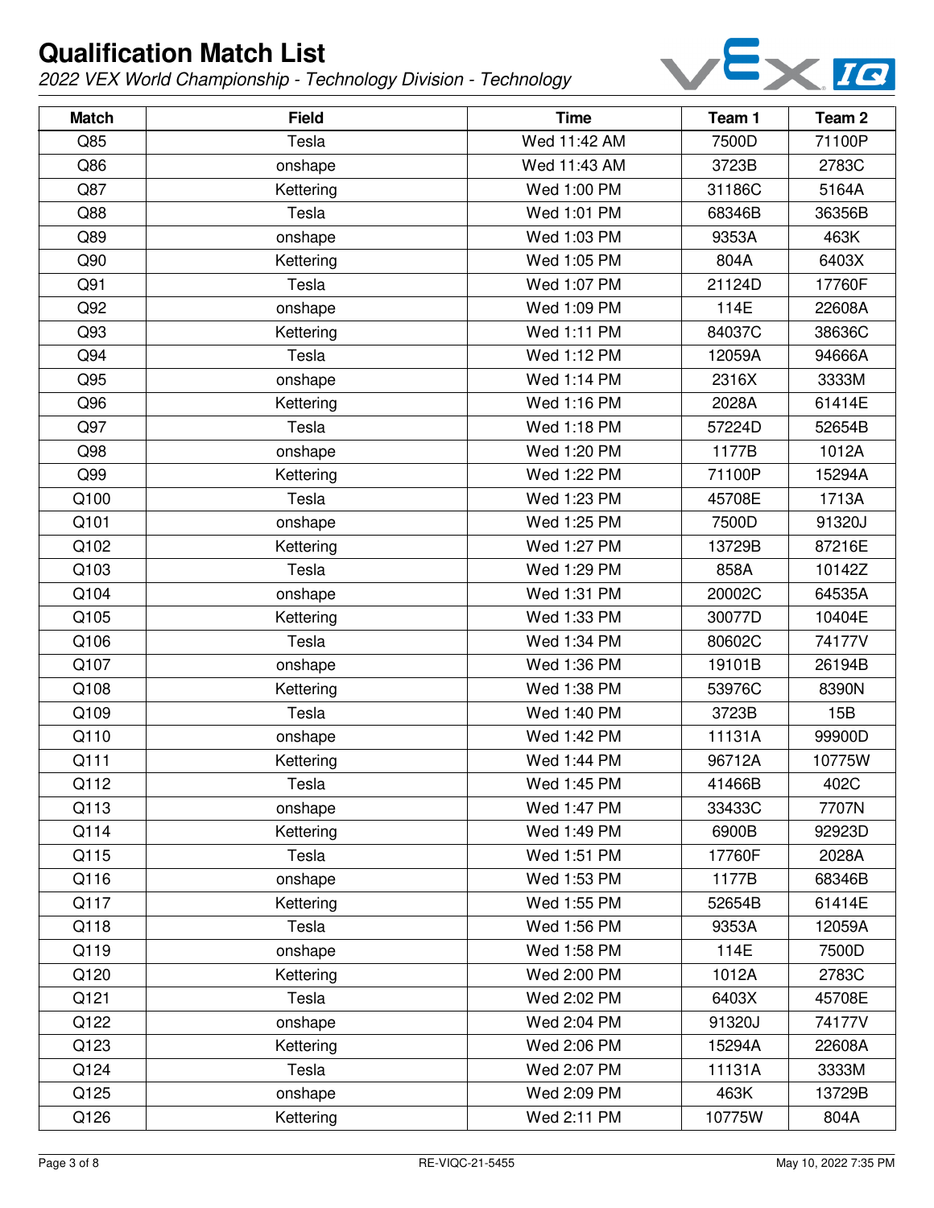# Qualification Match List

*2022 VEX World Championship - Technology Division - Technology*

| Match | Field | Time | Team 1 | Team 2 |
|---|---|---|---|---|
| Q85 | Tesla | Wed 11:42 AM | 7500D | 71100P |
| Q86 | onshape | Wed 11:43 AM | 3723B | 2783C |
| Q87 | Kettering | Wed 1:00 PM | 31186C | 5164A |
| Q88 | Tesla | Wed 1:01 PM | 68346B | 36356B |
| Q89 | onshape | Wed 1:03 PM | 9353A | 463K |
| Q90 | Kettering | Wed 1:05 PM | 804A | 6403X |
| Q91 | Tesla | Wed 1:07 PM | 21124D | 17760F |
| Q92 | onshape | Wed 1:09 PM | 114E | 22608A |
| Q93 | Kettering | Wed 1:11 PM | 84037C | 38636C |
| Q94 | Tesla | Wed 1:12 PM | 12059A | 94666A |
| Q95 | onshape | Wed 1:14 PM | 2316X | 3333M |
| Q96 | Kettering | Wed 1:16 PM | 2028A | 61414E |
| Q97 | Tesla | Wed 1:18 PM | 57224D | 52654B |
| Q98 | onshape | Wed 1:20 PM | 1177B | 1012A |
| Q99 | Kettering | Wed 1:22 PM | 71100P | 15294A |
| Q100 | Tesla | Wed 1:23 PM | 45708E | 1713A |
| Q101 | onshape | Wed 1:25 PM | 7500D | 91320J |
| Q102 | Kettering | Wed 1:27 PM | 13729B | 87216E |
| Q103 | Tesla | Wed 1:29 PM | 858A | 10142Z |
| Q104 | onshape | Wed 1:31 PM | 20002C | 64535A |
| Q105 | Kettering | Wed 1:33 PM | 30077D | 10404E |
| Q106 | Tesla | Wed 1:34 PM | 80602C | 74177V |
| Q107 | onshape | Wed 1:36 PM | 19101B | 26194B |
| Q108 | Kettering | Wed 1:38 PM | 53976C | 8390N |
| Q109 | Tesla | Wed 1:40 PM | 3723B | 15B |
| Q110 | onshape | Wed 1:42 PM | 11131A | 99900D |
| Q111 | Kettering | Wed 1:44 PM | 96712A | 10775W |
| Q112 | Tesla | Wed 1:45 PM | 41466B | 402C |
| Q113 | onshape | Wed 1:47 PM | 33433C | 7707N |
| Q114 | Kettering | Wed 1:49 PM | 6900B | 92923D |
| Q115 | Tesla | Wed 1:51 PM | 17760F | 2028A |
| Q116 | onshape | Wed 1:53 PM | 1177B | 68346B |
| Q117 | Kettering | Wed 1:55 PM | 52654B | 61414E |
| Q118 | Tesla | Wed 1:56 PM | 9353A | 12059A |
| Q119 | onshape | Wed 1:58 PM | 114E | 7500D |
| Q120 | Kettering | Wed 2:00 PM | 1012A | 2783C |
| Q121 | Tesla | Wed 2:02 PM | 6403X | 45708E |
| Q122 | onshape | Wed 2:04 PM | 91320J | 74177V |
| Q123 | Kettering | Wed 2:06 PM | 15294A | 22608A |
| Q124 | Tesla | Wed 2:07 PM | 11131A | 3333M |
| Q125 | onshape | Wed 2:09 PM | 463K | 13729B |
| Q126 | Kettering | Wed 2:11 PM | 10775W | 804A |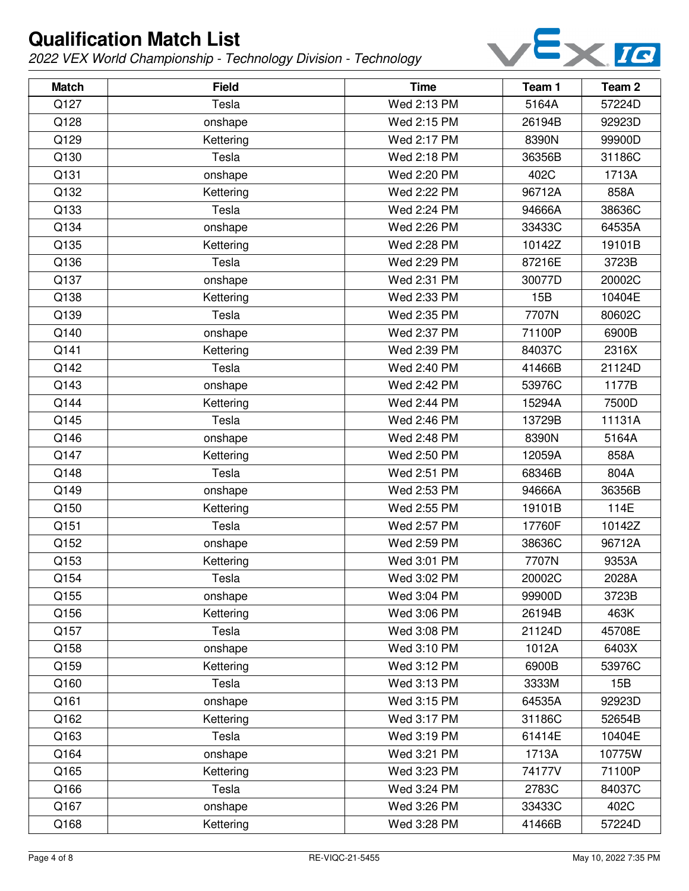# Qualification Match List

*2022 VEX World Championship - Technology Division - Technology*

| Match | Field | Time | Team 1 | Team 2 |
|---|---|---|---|---|
| Q127 | Tesla | Wed 2:13 PM | 5164A | 57224D |
| Q128 | onshape | Wed 2:15 PM | 26194B | 92923D |
| Q129 | Kettering | Wed 2:17 PM | 8390N | 99900D |
| Q130 | Tesla | Wed 2:18 PM | 36356B | 31186C |
| Q131 | onshape | Wed 2:20 PM | 402C | 1713A |
| Q132 | Kettering | Wed 2:22 PM | 96712A | 858A |
| Q133 | Tesla | Wed 2:24 PM | 94666A | 38636C |
| Q134 | onshape | Wed 2:26 PM | 33433C | 64535A |
| Q135 | Kettering | Wed 2:28 PM | 10142Z | 19101B |
| Q136 | Tesla | Wed 2:29 PM | 87216E | 3723B |
| Q137 | onshape | Wed 2:31 PM | 30077D | 20002C |
| Q138 | Kettering | Wed 2:33 PM | 15B | 10404E |
| Q139 | Tesla | Wed 2:35 PM | 7707N | 80602C |
| Q140 | onshape | Wed 2:37 PM | 71100P | 6900B |
| Q141 | Kettering | Wed 2:39 PM | 84037C | 2316X |
| Q142 | Tesla | Wed 2:40 PM | 41466B | 21124D |
| Q143 | onshape | Wed 2:42 PM | 53976C | 1177B |
| Q144 | Kettering | Wed 2:44 PM | 15294A | 7500D |
| Q145 | Tesla | Wed 2:46 PM | 13729B | 11131A |
| Q146 | onshape | Wed 2:48 PM | 8390N | 5164A |
| Q147 | Kettering | Wed 2:50 PM | 12059A | 858A |
| Q148 | Tesla | Wed 2:51 PM | 68346B | 804A |
| Q149 | onshape | Wed 2:53 PM | 94666A | 36356B |
| Q150 | Kettering | Wed 2:55 PM | 19101B | 114E |
| Q151 | Tesla | Wed 2:57 PM | 17760F | 10142Z |
| Q152 | onshape | Wed 2:59 PM | 38636C | 96712A |
| Q153 | Kettering | Wed 3:01 PM | 7707N | 9353A |
| Q154 | Tesla | Wed 3:02 PM | 20002C | 2028A |
| Q155 | onshape | Wed 3:04 PM | 99900D | 3723B |
| Q156 | Kettering | Wed 3:06 PM | 26194B | 463K |
| Q157 | Tesla | Wed 3:08 PM | 21124D | 45708E |
| Q158 | onshape | Wed 3:10 PM | 1012A | 6403X |
| Q159 | Kettering | Wed 3:12 PM | 6900B | 53976C |
| Q160 | Tesla | Wed 3:13 PM | 3333M | 15B |
| Q161 | onshape | Wed 3:15 PM | 64535A | 92923D |
| Q162 | Kettering | Wed 3:17 PM | 31186C | 52654B |
| Q163 | Tesla | Wed 3:19 PM | 61414E | 10404E |
| Q164 | onshape | Wed 3:21 PM | 1713A | 10775W |
| Q165 | Kettering | Wed 3:23 PM | 74177V | 71100P |
| Q166 | Tesla | Wed 3:24 PM | 2783C | 84037C |
| Q167 | onshape | Wed 3:26 PM | 33433C | 402C |
| Q168 | Kettering | Wed 3:28 PM | 41466B | 57224D |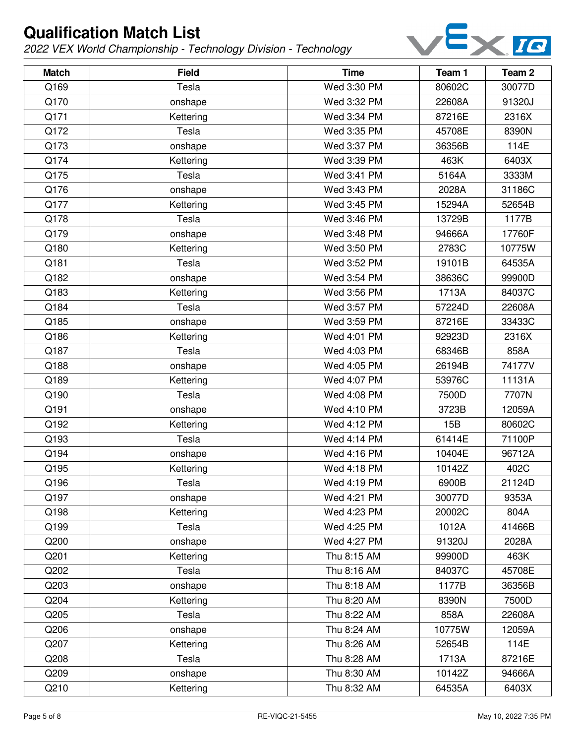# Qualification Match List

*2022 VEX World Championship - Technology Division - Technology*

| Match | Field | Time | Team 1 | Team 2 |
|---|---|---|---|---|
| Q169 | Tesla | Wed 3:30 PM | 80602C | 30077D |
| Q170 | onshape | Wed 3:32 PM | 22608A | 91320J |
| Q171 | Kettering | Wed 3:34 PM | 87216E | 2316X |
| Q172 | Tesla | Wed 3:35 PM | 45708E | 8390N |
| Q173 | onshape | Wed 3:37 PM | 36356B | 114E |
| Q174 | Kettering | Wed 3:39 PM | 463K | 6403X |
| Q175 | Tesla | Wed 3:41 PM | 5164A | 3333M |
| Q176 | onshape | Wed 3:43 PM | 2028A | 31186C |
| Q177 | Kettering | Wed 3:45 PM | 15294A | 52654B |
| Q178 | Tesla | Wed 3:46 PM | 13729B | 1177B |
| Q179 | onshape | Wed 3:48 PM | 94666A | 17760F |
| Q180 | Kettering | Wed 3:50 PM | 2783C | 10775W |
| Q181 | Tesla | Wed 3:52 PM | 19101B | 64535A |
| Q182 | onshape | Wed 3:54 PM | 38636C | 99900D |
| Q183 | Kettering | Wed 3:56 PM | 1713A | 84037C |
| Q184 | Tesla | Wed 3:57 PM | 57224D | 22608A |
| Q185 | onshape | Wed 3:59 PM | 87216E | 33433C |
| Q186 | Kettering | Wed 4:01 PM | 92923D | 2316X |
| Q187 | Tesla | Wed 4:03 PM | 68346B | 858A |
| Q188 | onshape | Wed 4:05 PM | 26194B | 74177V |
| Q189 | Kettering | Wed 4:07 PM | 53976C | 11131A |
| Q190 | Tesla | Wed 4:08 PM | 7500D | 7707N |
| Q191 | onshape | Wed 4:10 PM | 3723B | 12059A |
| Q192 | Kettering | Wed 4:12 PM | 15B | 80602C |
| Q193 | Tesla | Wed 4:14 PM | 61414E | 71100P |
| Q194 | onshape | Wed 4:16 PM | 10404E | 96712A |
| Q195 | Kettering | Wed 4:18 PM | 10142Z | 402C |
| Q196 | Tesla | Wed 4:19 PM | 6900B | 21124D |
| Q197 | onshape | Wed 4:21 PM | 30077D | 9353A |
| Q198 | Kettering | Wed 4:23 PM | 20002C | 804A |
| Q199 | Tesla | Wed 4:25 PM | 1012A | 41466B |
| Q200 | onshape | Wed 4:27 PM | 91320J | 2028A |
| Q201 | Kettering | Thu 8:15 AM | 99900D | 463K |
| Q202 | Tesla | Thu 8:16 AM | 84037C | 45708E |
| Q203 | onshape | Thu 8:18 AM | 1177B | 36356B |
| Q204 | Kettering | Thu 8:20 AM | 8390N | 7500D |
| Q205 | Tesla | Thu 8:22 AM | 858A | 22608A |
| Q206 | onshape | Thu 8:24 AM | 10775W | 12059A |
| Q207 | Kettering | Thu 8:26 AM | 52654B | 114E |
| Q208 | Tesla | Thu 8:28 AM | 1713A | 87216E |
| Q209 | onshape | Thu 8:30 AM | 10142Z | 94666A |
| Q210 | Kettering | Thu 8:32 AM | 64535A | 6403X |

RE-VIQC-21-5455

May 10, 2022 7:35 PM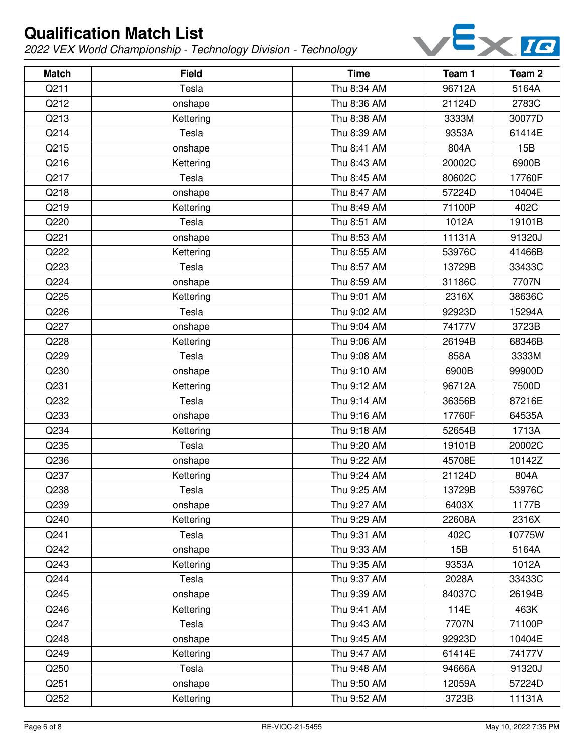# Qualification Match List

*2022 VEX World Championship - Technology Division - Technology*

| Match | Field | Time | Team 1 | Team 2 |
|---|---|---|---|---|
| Q211 | Tesla | Thu 8:34 AM | 96712A | 5164A |
| Q212 | onshape | Thu 8:36 AM | 21124D | 2783C |
| Q213 | Kettering | Thu 8:38 AM | 3333M | 30077D |
| Q214 | Tesla | Thu 8:39 AM | 9353A | 61414E |
| Q215 | onshape | Thu 8:41 AM | 804A | 15B |
| Q216 | Kettering | Thu 8:43 AM | 20002C | 6900B |
| Q217 | Tesla | Thu 8:45 AM | 80602C | 17760F |
| Q218 | onshape | Thu 8:47 AM | 57224D | 10404E |
| Q219 | Kettering | Thu 8:49 AM | 71100P | 402C |
| Q220 | Tesla | Thu 8:51 AM | 1012A | 19101B |
| Q221 | onshape | Thu 8:53 AM | 11131A | 91320J |
| Q222 | Kettering | Thu 8:55 AM | 53976C | 41466B |
| Q223 | Tesla | Thu 8:57 AM | 13729B | 33433C |
| Q224 | onshape | Thu 8:59 AM | 31186C | 7707N |
| Q225 | Kettering | Thu 9:01 AM | 2316X | 38636C |
| Q226 | Tesla | Thu 9:02 AM | 92923D | 15294A |
| Q227 | onshape | Thu 9:04 AM | 74177V | 3723B |
| Q228 | Kettering | Thu 9:06 AM | 26194B | 68346B |
| Q229 | Tesla | Thu 9:08 AM | 858A | 3333M |
| Q230 | onshape | Thu 9:10 AM | 6900B | 99900D |
| Q231 | Kettering | Thu 9:12 AM | 96712A | 7500D |
| Q232 | Tesla | Thu 9:14 AM | 36356B | 87216E |
| Q233 | onshape | Thu 9:16 AM | 17760F | 64535A |
| Q234 | Kettering | Thu 9:18 AM | 52654B | 1713A |
| Q235 | Tesla | Thu 9:20 AM | 19101B | 20002C |
| Q236 | onshape | Thu 9:22 AM | 45708E | 10142Z |
| Q237 | Kettering | Thu 9:24 AM | 21124D | 804A |
| Q238 | Tesla | Thu 9:25 AM | 13729B | 53976C |
| Q239 | onshape | Thu 9:27 AM | 6403X | 1177B |
| Q240 | Kettering | Thu 9:29 AM | 22608A | 2316X |
| Q241 | Tesla | Thu 9:31 AM | 402C | 10775W |
| Q242 | onshape | Thu 9:33 AM | 15B | 5164A |
| Q243 | Kettering | Thu 9:35 AM | 9353A | 1012A |
| Q244 | Tesla | Thu 9:37 AM | 2028A | 33433C |
| Q245 | onshape | Thu 9:39 AM | 84037C | 26194B |
| Q246 | Kettering | Thu 9:41 AM | 114E | 463K |
| Q247 | Tesla | Thu 9:43 AM | 7707N | 71100P |
| Q248 | onshape | Thu 9:45 AM | 92923D | 10404E |
| Q249 | Kettering | Thu 9:47 AM | 61414E | 74177V |
| Q250 | Tesla | Thu 9:48 AM | 94666A | 91320J |
| Q251 | onshape | Thu 9:50 AM | 12059A | 57224D |
| Q252 | Kettering | Thu 9:52 AM | 3723B | 11131A |

RE-VIQC-21-5455

May 10, 2022 7:35 PM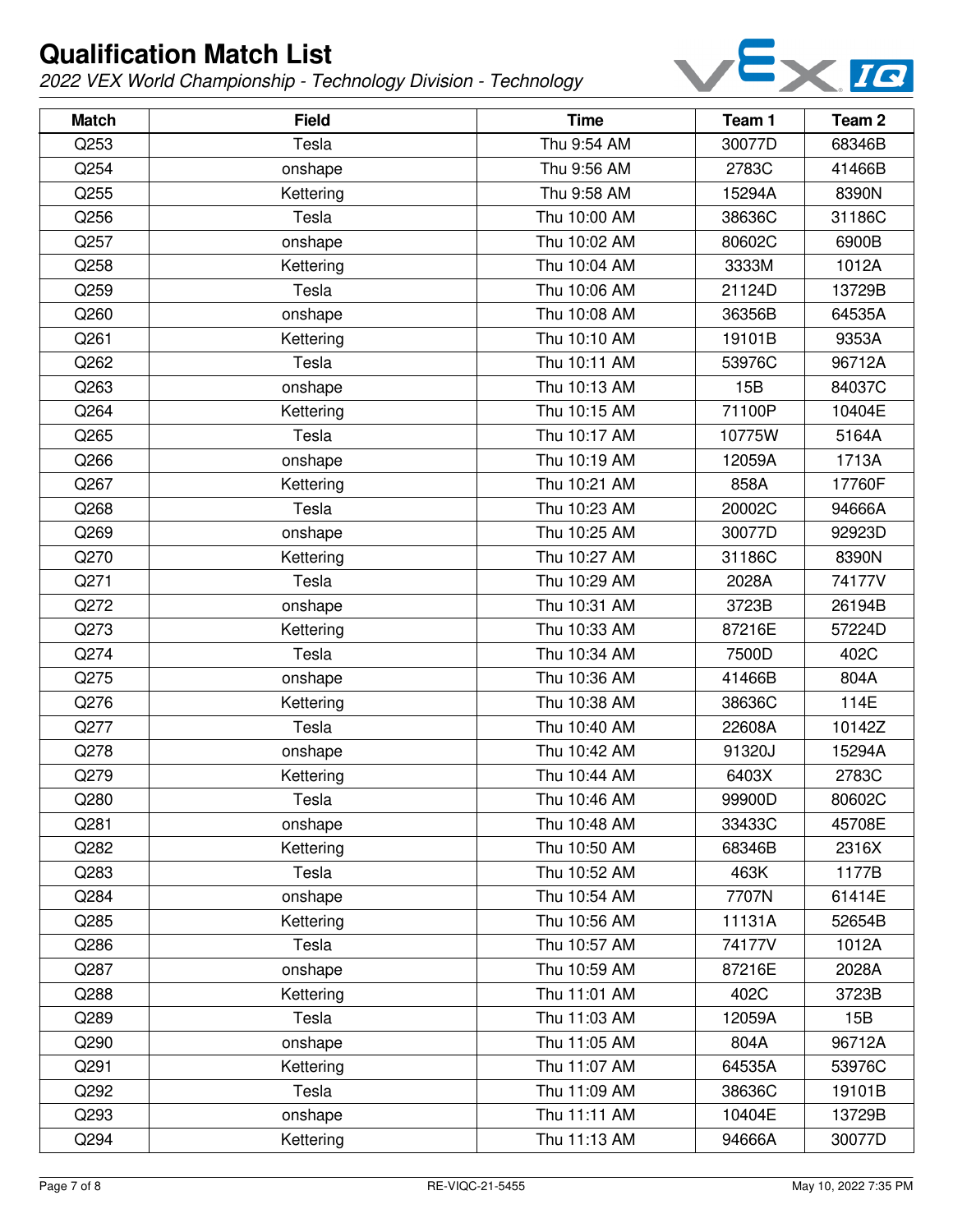# Qualification Match List

*2022 VEX World Championship - Technology Division - Technology*

| Match | Field | Time | Team 1 | Team 2 |
|---|---|---|---|---|
| Q253 | Tesla | Thu 9:54 AM | 30077D | 68346B |
| Q254 | onshape | Thu 9:56 AM | 2783C | 41466B |
| Q255 | Kettering | Thu 9:58 AM | 15294A | 8390N |
| Q256 | Tesla | Thu 10:00 AM | 38636C | 31186C |
| Q257 | onshape | Thu 10:02 AM | 80602C | 6900B |
| Q258 | Kettering | Thu 10:04 AM | 3333M | 1012A |
| Q259 | Tesla | Thu 10:06 AM | 21124D | 13729B |
| Q260 | onshape | Thu 10:08 AM | 36356B | 64535A |
| Q261 | Kettering | Thu 10:10 AM | 19101B | 9353A |
| Q262 | Tesla | Thu 10:11 AM | 53976C | 96712A |
| Q263 | onshape | Thu 10:13 AM | 15B | 84037C |
| Q264 | Kettering | Thu 10:15 AM | 71100P | 10404E |
| Q265 | Tesla | Thu 10:17 AM | 10775W | 5164A |
| Q266 | onshape | Thu 10:19 AM | 12059A | 1713A |
| Q267 | Kettering | Thu 10:21 AM | 858A | 17760F |
| Q268 | Tesla | Thu 10:23 AM | 20002C | 94666A |
| Q269 | onshape | Thu 10:25 AM | 30077D | 92923D |
| Q270 | Kettering | Thu 10:27 AM | 31186C | 8390N |
| Q271 | Tesla | Thu 10:29 AM | 2028A | 74177V |
| Q272 | onshape | Thu 10:31 AM | 3723B | 26194B |
| Q273 | Kettering | Thu 10:33 AM | 87216E | 57224D |
| Q274 | Tesla | Thu 10:34 AM | 7500D | 402C |
| Q275 | onshape | Thu 10:36 AM | 41466B | 804A |
| Q276 | Kettering | Thu 10:38 AM | 38636C | 114E |
| Q277 | Tesla | Thu 10:40 AM | 22608A | 10142Z |
| Q278 | onshape | Thu 10:42 AM | 91320J | 15294A |
| Q279 | Kettering | Thu 10:44 AM | 6403X | 2783C |
| Q280 | Tesla | Thu 10:46 AM | 99900D | 80602C |
| Q281 | onshape | Thu 10:48 AM | 33433C | 45708E |
| Q282 | Kettering | Thu 10:50 AM | 68346B | 2316X |
| Q283 | Tesla | Thu 10:52 AM | 463K | 1177B |
| Q284 | onshape | Thu 10:54 AM | 7707N | 61414E |
| Q285 | Kettering | Thu 10:56 AM | 11131A | 52654B |
| Q286 | Tesla | Thu 10:57 AM | 74177V | 1012A |
| Q287 | onshape | Thu 10:59 AM | 87216E | 2028A |
| Q288 | Kettering | Thu 11:01 AM | 402C | 3723B |
| Q289 | Tesla | Thu 11:03 AM | 12059A | 15B |
| Q290 | onshape | Thu 11:05 AM | 804A | 96712A |
| Q291 | Kettering | Thu 11:07 AM | 64535A | 53976C |
| Q292 | Tesla | Thu 11:09 AM | 38636C | 19101B |
| Q293 | onshape | Thu 11:11 AM | 10404E | 13729B |
| Q294 | Kettering | Thu 11:13 AM | 94666A | 30077D |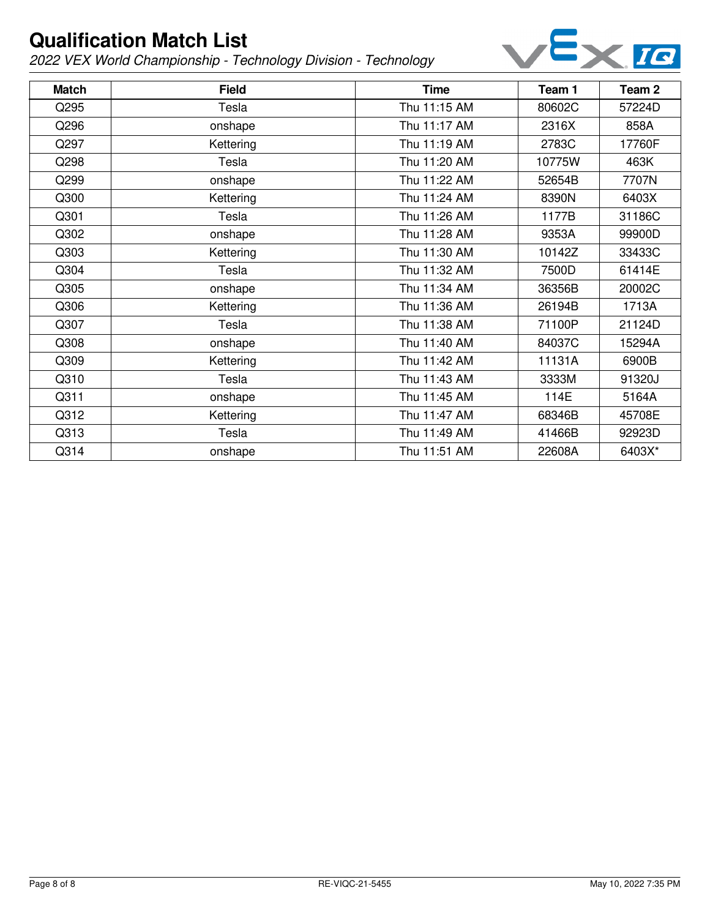# Qualification Match List

*2022 VEX World Championship - Technology Division - Technology*

| Match | Field | Time | Team 1 | Team 2 |
|---|---|---|---|---|
| Q295 | Tesla | Thu 11:15 AM | 80602C | 57224D |
| Q296 | onshape | Thu 11:17 AM | 2316X | 858A |
| Q297 | Kettering | Thu 11:19 AM | 2783C | 17760F |
| Q298 | Tesla | Thu 11:20 AM | 10775W | 463K |
| Q299 | onshape | Thu 11:22 AM | 52654B | 7707N |
| Q300 | Kettering | Thu 11:24 AM | 8390N | 6403X |
| Q301 | Tesla | Thu 11:26 AM | 1177B | 31186C |
| Q302 | onshape | Thu 11:28 AM | 9353A | 99900D |
| Q303 | Kettering | Thu 11:30 AM | 10142Z | 33433C |
| Q304 | Tesla | Thu 11:32 AM | 7500D | 61414E |
| Q305 | onshape | Thu 11:34 AM | 36356B | 20002C |
| Q306 | Kettering | Thu 11:36 AM | 26194B | 1713A |
| Q307 | Tesla | Thu 11:38 AM | 71100P | 21124D |
| Q308 | onshape | Thu 11:40 AM | 84037C | 15294A |
| Q309 | Kettering | Thu 11:42 AM | 11131A | 6900B |
| Q310 | Tesla | Thu 11:43 AM | 3333M | 91320J |
| Q311 | onshape | Thu 11:45 AM | 114E | 5164A |
| Q312 | Kettering | Thu 11:47 AM | 68346B | 45708E |
| Q313 | Tesla | Thu 11:49 AM | 41466B | 92923D |
| Q314 | onshape | Thu 11:51 AM | 22608A | 6403X* |

RE-VIQC-21-5455

May 10, 2022 7:35 PM